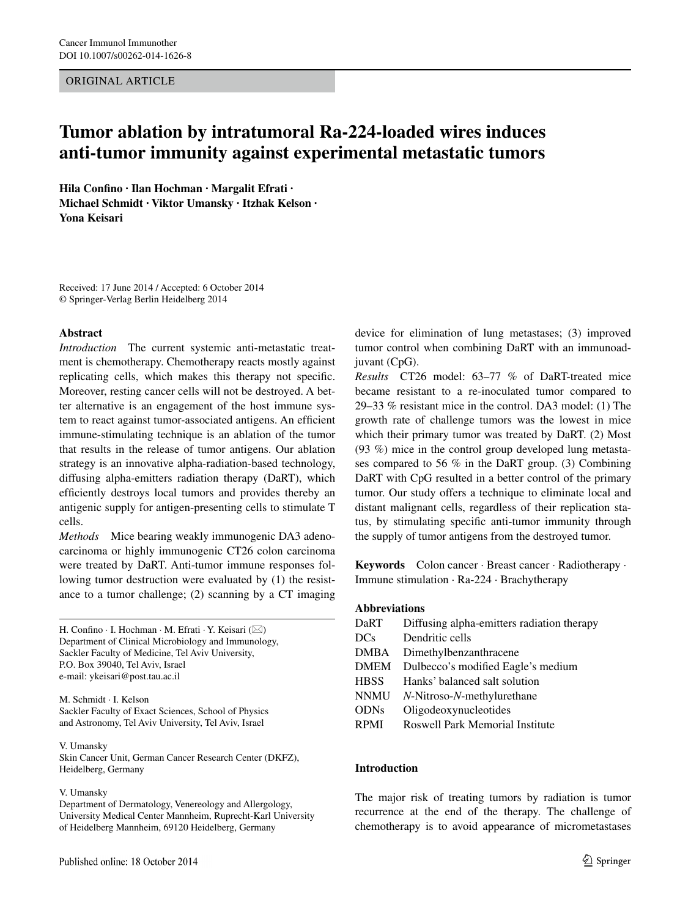ORIGINAL ARTICLE

# Tumor ablation by intratumoral Ra-224-loaded wires induces anti-tumor immunity against experimental metastatic tumors

**Hila Confino · Ilan Hochman · Margalit Efrati · Michael Schmidt · Viktor Umansky · Itzhak Kelson · Yona Keisari**

Received: 17 June 2014 / Accepted: 6 October 2014
© Springer-Verlag Berlin Heidelberg 2014

### Abstract

*Introduction* The current systemic anti-metastatic treatment is chemotherapy. Chemotherapy reacts mostly against replicating cells, which makes this therapy not specific. Moreover, resting cancer cells will not be destroyed. A better alternative is an engagement of the host immune system to react against tumor-associated antigens. An efficient immune-stimulating technique is an ablation of the tumor that results in the release of tumor antigens. Our ablation strategy is an innovative alpha-radiation-based technology, diffusing alpha-emitters radiation therapy (DaRT), which efficiently destroys local tumors and provides thereby an antigenic supply for antigen-presenting cells to stimulate T cells.

*Methods* Mice bearing weakly immunogenic DA3 adenocarcinoma or highly immunogenic CT26 colon carcinoma were treated by DaRT. Anti-tumor immune responses following tumor destruction were evaluated by (1) the resistance to a tumor challenge; (2) scanning by a CT imaging device for elimination of lung metastases; (3) improved tumor control when combining DaRT with an immunoadjuvant (CpG).

*Results* CT26 model: 63–77 % of DaRT-treated mice became resistant to a re-inoculated tumor compared to 29–33 % resistant mice in the control. DA3 model: (1) The growth rate of challenge tumors was the lowest in mice which their primary tumor was treated by DaRT. (2) Most (93 %) mice in the control group developed lung metastases compared to 56 % in the DaRT group. (3) Combining DaRT with CpG resulted in a better control of the primary tumor. Our study offers a technique to eliminate local and distant malignant cells, regardless of their replication status, by stimulating specific anti-tumor immunity through the supply of tumor antigens from the destroyed tumor.

**Keywords** Colon cancer · Breast cancer · Radiotherapy · Immune stimulation · Ra-224 · Brachytherapy

### Abbreviations

| | |
|---|---|
| DaRT | Diffusing alpha-emitters radiation therapy |
| DCs | Dendritic cells |
| DMBA | Dimethylbenzanthracene |
| DMEM | Dulbecco's modified Eagle's medium |
| HBSS | Hanks' balanced salt solution |
| NNMU | *N*-Nitroso-*N*-methylurethane |
| ODNs | Oligodeoxynucleotides |
| RPMI | Roswell Park Memorial Institute |

H. Confino · I. Hochman · M. Efrati · Y. Keisari (✉)
Department of Clinical Microbiology and Immunology, Sackler Faculty of Medicine, Tel Aviv University, P.O. Box 39040, Tel Aviv, Israel
e-mail: ykeisari@post.tau.ac.il

M. Schmidt · I. Kelson
Sackler Faculty of Exact Sciences, School of Physics and Astronomy, Tel Aviv University, Tel Aviv, Israel

V. Umansky
Skin Cancer Unit, German Cancer Research Center (DKFZ), Heidelberg, Germany

V. Umansky
Department of Dermatology, Venereology and Allergology, University Medical Center Mannheim, Ruprecht-Karl University of Heidelberg Mannheim, 69120 Heidelberg, Germany

## Introduction

The major risk of treating tumors by radiation is tumor recurrence at the end of the therapy. The challenge of chemotherapy is to avoid appearance of micrometastases

Published online: 18 October 2014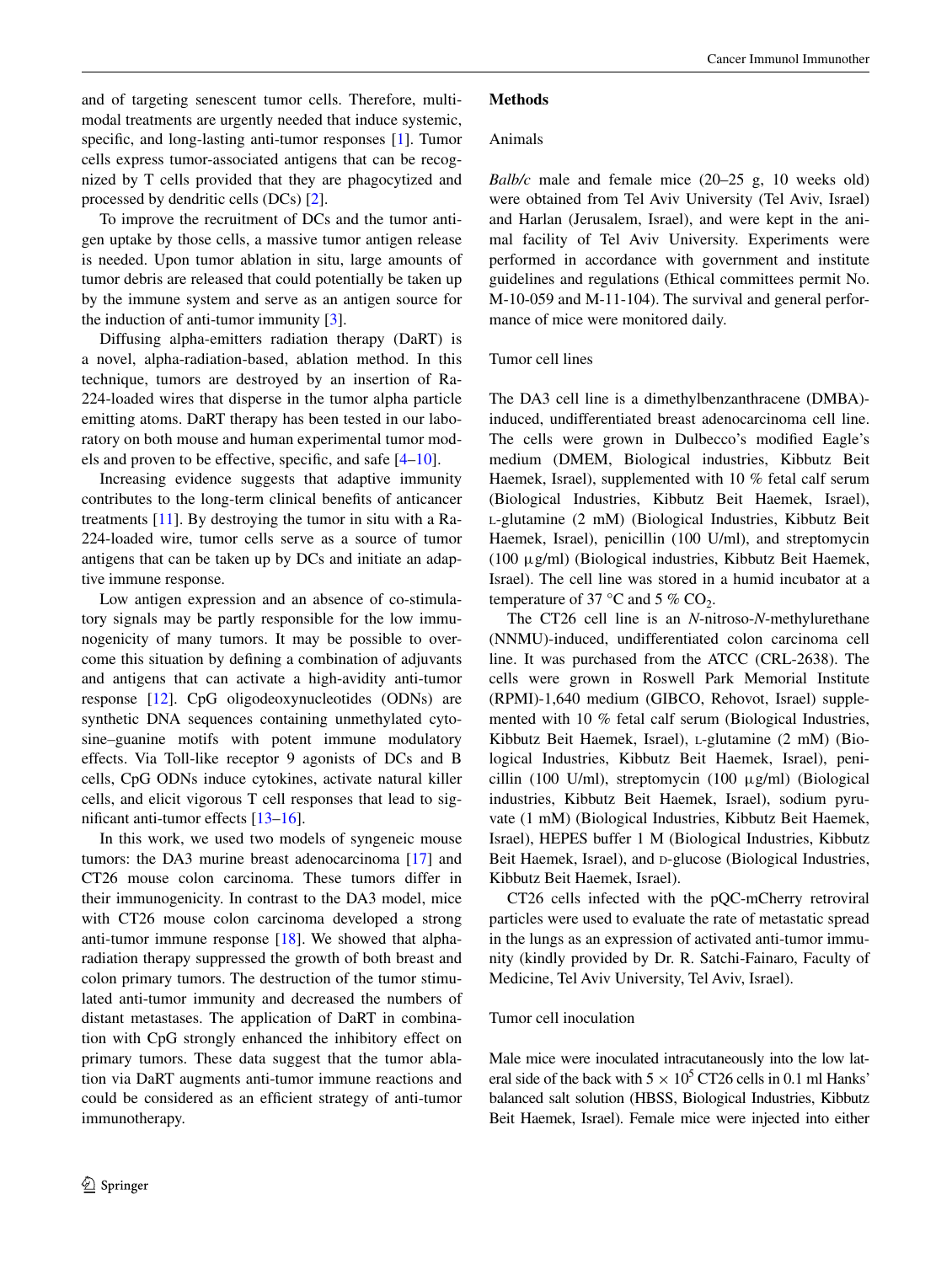and of targeting senescent tumor cells. Therefore, multimodal treatments are urgently needed that induce systemic, specific, and long-lasting anti-tumor responses [1]. Tumor cells express tumor-associated antigens that can be recognized by T cells provided that they are phagocytized and processed by dendritic cells (DCs) [2].

To improve the recruitment of DCs and the tumor antigen uptake by those cells, a massive tumor antigen release is needed. Upon tumor ablation in situ, large amounts of tumor debris are released that could potentially be taken up by the immune system and serve as an antigen source for the induction of anti-tumor immunity [3].

Diffusing alpha-emitters radiation therapy (DaRT) is a novel, alpha-radiation-based, ablation method. In this technique, tumors are destroyed by an insertion of Ra-224-loaded wires that disperse in the tumor alpha particle emitting atoms. DaRT therapy has been tested in our laboratory on both mouse and human experimental tumor models and proven to be effective, specific, and safe [4–10].

Increasing evidence suggests that adaptive immunity contributes to the long-term clinical benefits of anticancer treatments [11]. By destroying the tumor in situ with a Ra-224-loaded wire, tumor cells serve as a source of tumor antigens that can be taken up by DCs and initiate an adaptive immune response.

Low antigen expression and an absence of co-stimulatory signals may be partly responsible for the low immunogenicity of many tumors. It may be possible to overcome this situation by defining a combination of adjuvants and antigens that can activate a high-avidity anti-tumor response [12]. CpG oligodeoxynucleotides (ODNs) are synthetic DNA sequences containing unmethylated cytosine–guanine motifs with potent immune modulatory effects. Via Toll-like receptor 9 agonists of DCs and B cells, CpG ODNs induce cytokines, activate natural killer cells, and elicit vigorous T cell responses that lead to significant anti-tumor effects [13–16].

In this work, we used two models of syngeneic mouse tumors: the DA3 murine breast adenocarcinoma [17] and CT26 mouse colon carcinoma. These tumors differ in their immunogenicity. In contrast to the DA3 model, mice with CT26 mouse colon carcinoma developed a strong anti-tumor immune response [18]. We showed that alpha-radiation therapy suppressed the growth of both breast and colon primary tumors. The destruction of the tumor stimulated anti-tumor immunity and decreased the numbers of distant metastases. The application of DaRT in combination with CpG strongly enhanced the inhibitory effect on primary tumors. These data suggest that the tumor ablation via DaRT augments anti-tumor immune reactions and could be considered as an efficient strategy of anti-tumor immunotherapy.

## Methods

### Animals

*Balb/c* male and female mice (20–25 g, 10 weeks old) were obtained from Tel Aviv University (Tel Aviv, Israel) and Harlan (Jerusalem, Israel), and were kept in the animal facility of Tel Aviv University. Experiments were performed in accordance with government and institute guidelines and regulations (Ethical committees permit No. M-10-059 and M-11-104). The survival and general performance of mice were monitored daily.

### Tumor cell lines

The DA3 cell line is a dimethylbenzanthracene (DMBA)-induced, undifferentiated breast adenocarcinoma cell line. The cells were grown in Dulbecco's modified Eagle's medium (DMEM, Biological industries, Kibbutz Beit Haemek, Israel), supplemented with 10 % fetal calf serum (Biological Industries, Kibbutz Beit Haemek, Israel), L-glutamine (2 mM) (Biological Industries, Kibbutz Beit Haemek, Israel), penicillin (100 U/ml), and streptomycin (100 μg/ml) (Biological industries, Kibbutz Beit Haemek, Israel). The cell line was stored in a humid incubator at a temperature of 37 °C and 5 % $CO_2$.

The CT26 cell line is an *N*-nitroso-*N*-methylurethane (NNMU)-induced, undifferentiated colon carcinoma cell line. It was purchased from the ATCC (CRL-2638). The cells were grown in Roswell Park Memorial Institute (RPMI)-1,640 medium (GIBCO, Rehovot, Israel) supplemented with 10 % fetal calf serum (Biological Industries, Kibbutz Beit Haemek, Israel), L-glutamine (2 mM) (Biological Industries, Kibbutz Beit Haemek, Israel), penicillin (100 U/ml), streptomycin (100 μg/ml) (Biological industries, Kibbutz Beit Haemek, Israel), sodium pyruvate (1 mM) (Biological Industries, Kibbutz Beit Haemek, Israel), HEPES buffer 1 M (Biological Industries, Kibbutz Beit Haemek, Israel), and D-glucose (Biological Industries, Kibbutz Beit Haemek, Israel).

CT26 cells infected with the pQC-mCherry retroviral particles were used to evaluate the rate of metastatic spread in the lungs as an expression of activated anti-tumor immunity (kindly provided by Dr. R. Satchi-Fainaro, Faculty of Medicine, Tel Aviv University, Tel Aviv, Israel).

### Tumor cell inoculation

Male mice were inoculated intracutaneously into the low lateral side of the back with $5 \times 10^5$ CT26 cells in 0.1 ml Hanks' balanced salt solution (HBSS, Biological Industries, Kibbutz Beit Haemek, Israel). Female mice were injected into either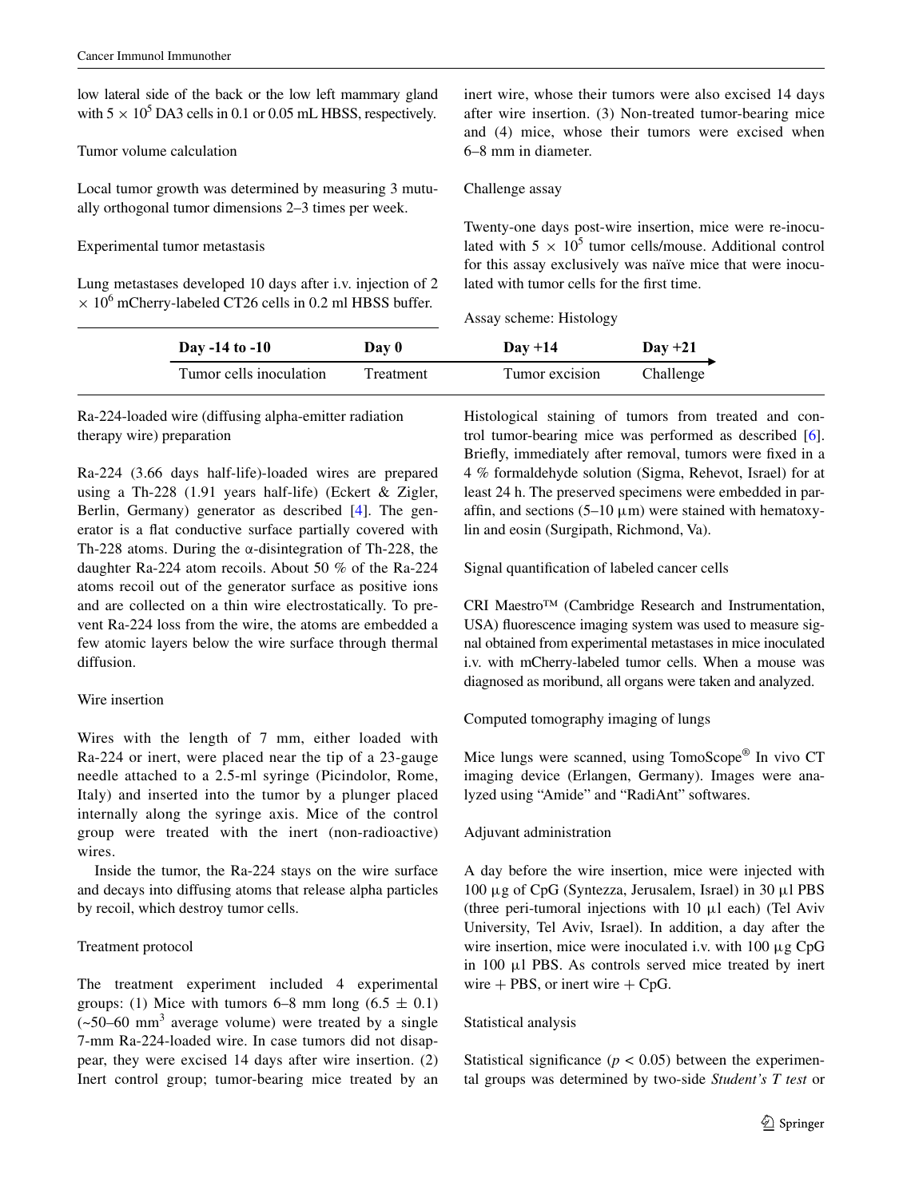low lateral side of the back or the low left mammary gland with $5 \times 10^5$ DA3 cells in 0.1 or 0.05 mL HBSS, respectively.

### Tumor volume calculation

Local tumor growth was determined by measuring 3 mutually orthogonal tumor dimensions 2–3 times per week.

### Experimental tumor metastasis

Lung metastases developed 10 days after i.v. injection of $2 \times 10^6$ mCherry-labeled CT26 cells in 0.2 ml HBSS buffer.

### Ra-224-loaded wire (diffusing alpha-emitter radiation therapy wire) preparation

Ra-224 (3.66 days half-life)-loaded wires are prepared using a Th-228 (1.91 years half-life) (Eckert & Zigler, Berlin, Germany) generator as described [4]. The generator is a flat conductive surface partially covered with Th-228 atoms. During the α-disintegration of Th-228, the daughter Ra-224 atom recoils. About 50 % of the Ra-224 atoms recoil out of the generator surface as positive ions and are collected on a thin wire electrostatically. To prevent Ra-224 loss from the wire, the atoms are embedded a few atomic layers below the wire surface through thermal diffusion.

### Wire insertion

Wires with the length of 7 mm, either loaded with Ra-224 or inert, were placed near the tip of a 23-gauge needle attached to a 2.5-ml syringe (Picindolor, Rome, Italy) and inserted into the tumor by a plunger placed internally along the syringe axis. Mice of the control group were treated with the inert (non-radioactive) wires.

Inside the tumor, the Ra-224 stays on the wire surface and decays into diffusing atoms that release alpha particles by recoil, which destroy tumor cells.

### Treatment protocol

The treatment experiment included 4 experimental groups: (1) Mice with tumors 6–8 mm long (6.5 ± 0.1) (~50–60 mm$^3$ average volume) were treated by a single 7-mm Ra-224-loaded wire. In case tumors did not disappear, they were excised 14 days after wire insertion. (2) Inert control group; tumor-bearing mice treated by an inert wire, whose their tumors were also excised 14 days after wire insertion. (3) Non-treated tumor-bearing mice and (4) mice, whose their tumors were excised when 6–8 mm in diameter.

### Challenge assay

Twenty-one days post-wire insertion, mice were re-inoculated with $5 \times 10^5$ tumor cells/mouse. Additional control for this assay exclusively was naïve mice that were inoculated with tumor cells for the first time.

Assay scheme: Histology

| **Day -14 to -10** | **Day 0** | **Day +14** | **Day +21** |
|---|---|---|---|
| Tumor cells inoculation | Treatment | Tumor excision | Challenge |

Histological staining of tumors from treated and control tumor-bearing mice was performed as described [6]. Briefly, immediately after removal, tumors were fixed in a 4 % formaldehyde solution (Sigma, Rehevot, Israel) for at least 24 h. The preserved specimens were embedded in paraffin, and sections (5–10 µm) were stained with hematoxylin and eosin (Surgipath, Richmond, Va).

### Signal quantification of labeled cancer cells

CRI Maestro™ (Cambridge Research and Instrumentation, USA) fluorescence imaging system was used to measure signal obtained from experimental metastases in mice inoculated i.v. with mCherry-labeled tumor cells. When a mouse was diagnosed as moribund, all organs were taken and analyzed.

### Computed tomography imaging of lungs

Mice lungs were scanned, using TomoScope® In vivo CT imaging device (Erlangen, Germany). Images were analyzed using "Amide" and "RadiAnt" softwares.

### Adjuvant administration

A day before the wire insertion, mice were injected with 100 µg of CpG (Syntezza, Jerusalem, Israel) in 30 µl PBS (three peri-tumoral injections with 10 µl each) (Tel Aviv University, Tel Aviv, Israel). In addition, a day after the wire insertion, mice were inoculated i.v. with 100 µg CpG in 100 µl PBS. As controls served mice treated by inert wire + PBS, or inert wire + CpG.

### Statistical analysis

Statistical significance ($p < 0.05$) between the experimental groups was determined by two-side *Student's T test* or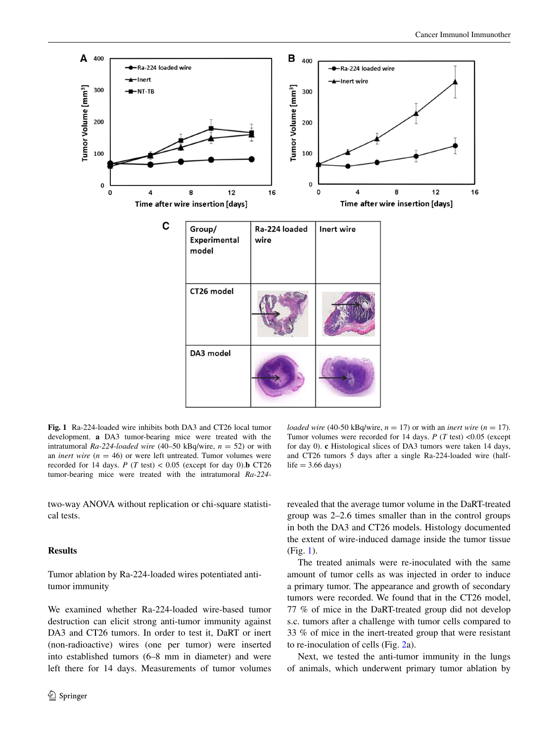**Fig. 1** Ra-224-loaded wire inhibits both DA3 and CT26 local tumor development. **a** DA3 tumor-bearing mice were treated with the intratumoral *Ra-224-loaded wire* (40–50 kBq/wire, $n = 52$) or with an *inert wire* ($n = 46$) or were left untreated. Tumor volumes were recorded for 14 days. *P* (*T* test) < 0.05 (except for day 0). **b** CT26 tumor-bearing mice were treated with the intratumoral *Ra-224-loaded wire* (40-50 kBq/wire, $n = 17$) or with an *inert wire* ($n = 17$). Tumor volumes were recorded for 14 days. *P* (*T* test) <0.05 (except for day 0). **c** Histological slices of DA3 tumors were taken 14 days, and CT26 tumors 5 days after a single Ra-224-loaded wire (half-life = 3.66 days)

two-way ANOVA without replication or chi-square statistical tests.

## Results

### Tumor ablation by Ra-224-loaded wires potentiated anti-tumor immunity

We examined whether Ra-224-loaded wire-based tumor destruction can elicit strong anti-tumor immunity against DA3 and CT26 tumors. In order to test it, DaRT or inert (non-radioactive) wires (one per tumor) were inserted into established tumors (6–8 mm in diameter) and were left there for 14 days. Measurements of tumor volumes revealed that the average tumor volume in the DaRT-treated group was 2–2.6 times smaller than in the control groups in both the DA3 and CT26 models. Histology documented the extent of wire-induced damage inside the tumor tissue (Fig. 1).

The treated animals were re-inoculated with the same amount of tumor cells as was injected in order to induce a primary tumor. The appearance and growth of secondary tumors were recorded. We found that in the CT26 model, 77 % of mice in the DaRT-treated group did not develop s.c. tumors after a challenge with tumor cells compared to 33 % of mice in the inert-treated group that were resistant to re-inoculation of cells (Fig. 2a).

Next, we tested the anti-tumor immunity in the lungs of animals, which underwent primary tumor ablation by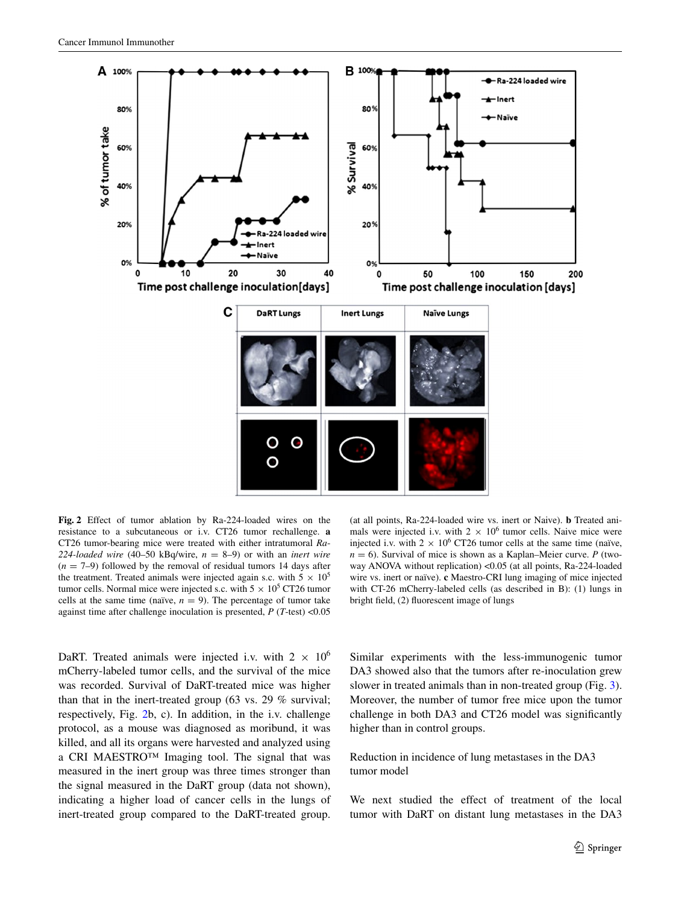**Fig. 2** Effect of tumor ablation by Ra-224-loaded wires on the resistance to a subcutaneous or i.v. CT26 tumor rechallenge. **a** CT26 tumor-bearing mice were treated with either intratumoral *Ra-224-loaded wire* (40–50 kBq/wire, $n = 8$–$9$) or with an *inert wire* ($n = 7$–$9$) followed by the removal of residual tumors 14 days after the treatment. Treated animals were injected again s.c. with $5 \times 10^5$ tumor cells. Normal mice were injected s.c. with $5 \times 10^5$ CT26 tumor cells at the same time (naïve, $n = 9$). The percentage of tumor take against time after challenge inoculation is presented, $P$ (*T*-test) <0.05 (at all points, Ra-224-loaded wire vs. inert or Naive). **b** Treated animals were injected i.v. with $2 \times 10^6$ tumor cells. Naive mice were injected i.v. with $2 \times 10^6$ CT26 tumor cells at the same time (naïve, $n = 6$). Survival of mice is shown as a Kaplan–Meier curve. $P$ (two-way ANOVA without replication) <0.05 (at all points, Ra-224-loaded wire vs. inert or naïve). **c** Maestro-CRI lung imaging of mice injected with CT-26 mCherry-labeled cells (as described in B): (1) lungs in bright field, (2) fluorescent image of lungs

DaRT. Treated animals were injected i.v. with $2 \times 10^6$ mCherry-labeled tumor cells, and the survival of the mice was recorded. Survival of DaRT-treated mice was higher than that in the inert-treated group (63 vs. 29 % survival; respectively, Fig. 2b, c). In addition, in the i.v. challenge protocol, as a mouse was diagnosed as moribund, it was killed, and all its organs were harvested and analyzed using a CRI MAESTRO™ Imaging tool. The signal that was measured in the inert group was three times stronger than the signal measured in the DaRT group (data not shown), indicating a higher load of cancer cells in the lungs of inert-treated group compared to the DaRT-treated group. Similar experiments with the less-immunogenic tumor DA3 showed also that the tumors after re-inoculation grew slower in treated animals than in non-treated group (Fig. 3). Moreover, the number of tumor free mice upon the tumor challenge in both DA3 and CT26 model was significantly higher than in control groups.

## Reduction in incidence of lung metastases in the DA3 tumor model

We next studied the effect of treatment of the local tumor with DaRT on distant lung metastases in the DA3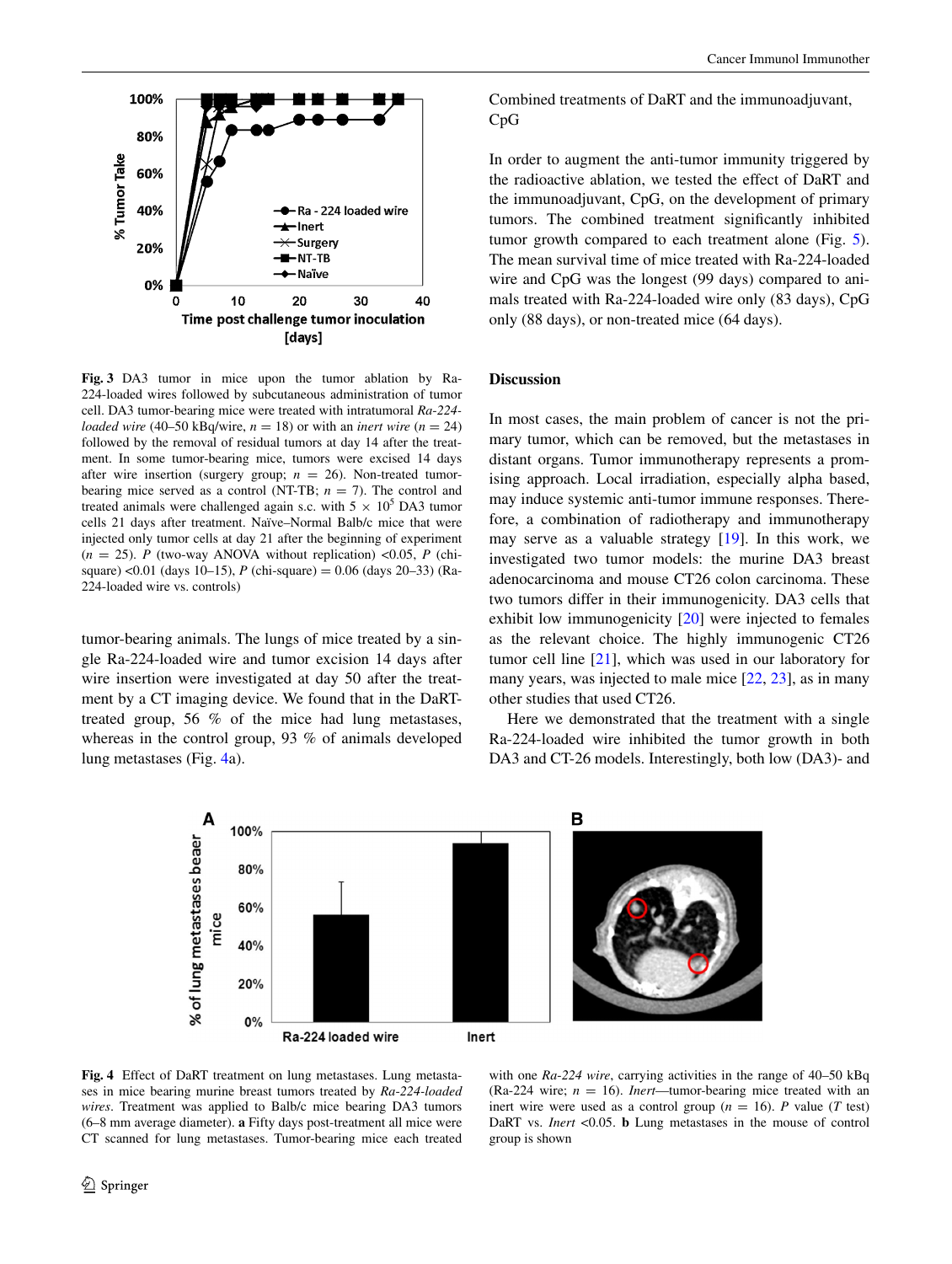**Fig. 3** DA3 tumor in mice upon the tumor ablation by Ra-224-loaded wires followed by subcutaneous administration of tumor cell. DA3 tumor-bearing mice were treated with intratumoral *Ra-224-loaded wire* (40–50 kBq/wire, $n = 18$) or with an *inert wire* ($n = 24$) followed by the removal of residual tumors at day 14 after the treatment. In some tumor-bearing mice, tumors were excised 14 days after wire insertion (surgery group; $n = 26$). Non-treated tumor-bearing mice served as a control (NT-TB; $n = 7$). The control and treated animals were challenged again s.c. with $5 \times 10^5$ DA3 tumor cells 21 days after treatment. Naïve–Normal Balb/c mice that were injected only tumor cells at day 21 after the beginning of experiment ($n = 25$). *P* (two-way ANOVA without replication) <0.05, *P* (chi-square) <0.01 (days 10–15), *P* (chi-square) = 0.06 (days 20–33) (Ra-224-loaded wire vs. controls)

tumor-bearing animals. The lungs of mice treated by a single Ra-224-loaded wire and tumor excision 14 days after wire insertion were investigated at day 50 after the treatment by a CT imaging device. We found that in the DaRT-treated group, 56 % of the mice had lung metastases, whereas in the control group, 93 % of animals developed lung metastases (Fig. 4a).

Combined treatments of DaRT and the immunoadjuvant, CpG

In order to augment the anti-tumor immunity triggered by the radioactive ablation, we tested the effect of DaRT and the immunoadjuvant, CpG, on the development of primary tumors. The combined treatment significantly inhibited tumor growth compared to each treatment alone (Fig. 5). The mean survival time of mice treated with Ra-224-loaded wire and CpG was the longest (99 days) compared to animals treated with Ra-224-loaded wire only (83 days), CpG only (88 days), or non-treated mice (64 days).

## Discussion

In most cases, the main problem of cancer is not the primary tumor, which can be removed, but the metastases in distant organs. Tumor immunotherapy represents a promising approach. Local irradiation, especially alpha based, may induce systemic anti-tumor immune responses. Therefore, a combination of radiotherapy and immunotherapy may serve as a valuable strategy [19]. In this work, we investigated two tumor models: the murine DA3 breast adenocarcinoma and mouse CT26 colon carcinoma. These two tumors differ in their immunogenicity. DA3 cells that exhibit low immunogenicity [20] were injected to females as the relevant choice. The highly immunogenic CT26 tumor cell line [21], which was used in our laboratory for many years, was injected to male mice [22, 23], as in many other studies that used CT26.

Here we demonstrated that the treatment with a single Ra-224-loaded wire inhibited the tumor growth in both DA3 and CT-26 models. Interestingly, both low (DA3)- and

**Fig. 4** Effect of DaRT treatment on lung metastases. Lung metastases in mice bearing murine breast tumors treated by *Ra-224-loaded wires*. Treatment was applied to Balb/c mice bearing DA3 tumors (6–8 mm average diameter). **a** Fifty days post-treatment all mice were CT scanned for lung metastases. Tumor-bearing mice each treated with one *Ra-224 wire*, carrying activities in the range of 40–50 kBq (Ra-224 wire; $n = 16$). *Inert*—tumor-bearing mice treated with an inert wire were used as a control group ($n = 16$). *P* value (*T* test) DaRT vs. *Inert* <0.05. **b** Lung metastases in the mouse of control group is shown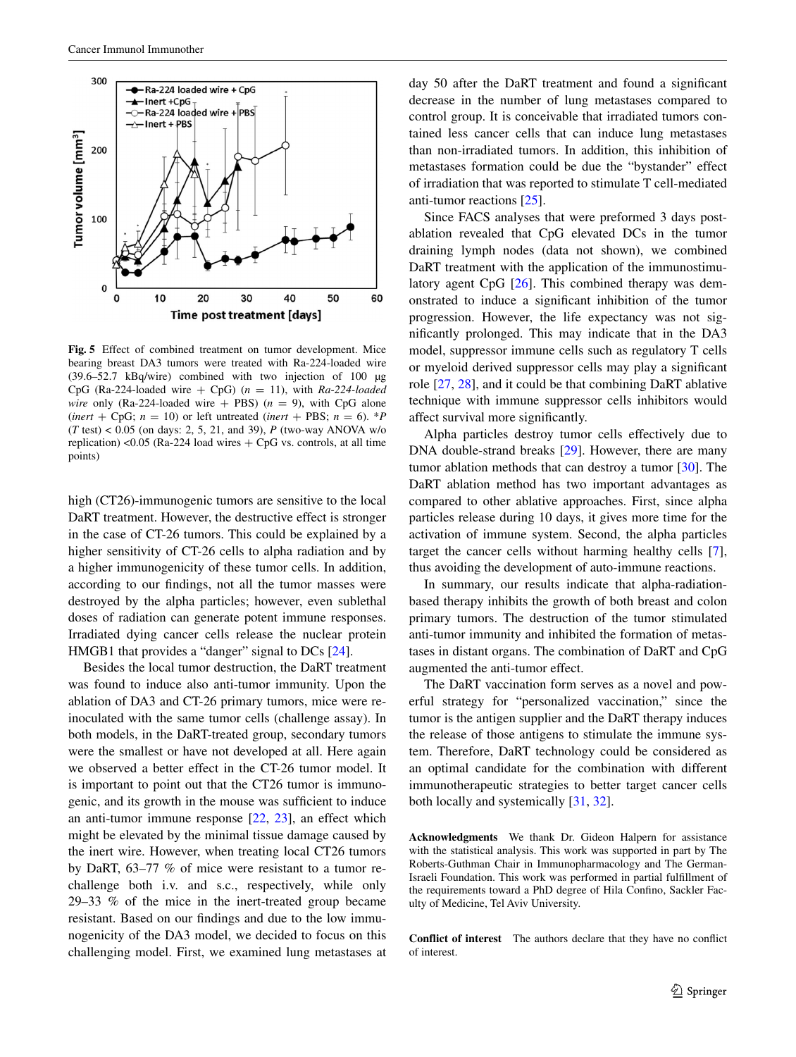Fig. 5 Effect of combined treatment on tumor development. Mice bearing breast DA3 tumors were treated with Ra-224-loaded wire (39.6–52.7 kBq/wire) combined with two injection of 100 μg CpG (Ra-224-loaded wire + CpG) ($n = 11$), with *Ra-224-loaded wire* only (Ra-224-loaded wire + PBS) ($n = 9$), with CpG alone (*inert* + CpG; $n = 10$) or left untreated (*inert* + PBS; $n = 6$). **P* (*T* test) < 0.05 (on days: 2, 5, 21, and 39), *P* (two-way ANOVA w/o replication) <0.05 (Ra-224 load wires + CpG vs. controls, at all time points)

high (CT26)-immunogenic tumors are sensitive to the local DaRT treatment. However, the destructive effect is stronger in the case of CT-26 tumors. This could be explained by a higher sensitivity of CT-26 cells to alpha radiation and by a higher immunogenicity of these tumor cells. In addition, according to our findings, not all the tumor masses were destroyed by the alpha particles; however, even sublethal doses of radiation can generate potent immune responses. Irradiated dying cancer cells release the nuclear protein HMGB1 that provides a "danger" signal to DCs [24].

Besides the local tumor destruction, the DaRT treatment was found to induce also anti-tumor immunity. Upon the ablation of DA3 and CT-26 primary tumors, mice were re-inoculated with the same tumor cells (challenge assay). In both models, in the DaRT-treated group, secondary tumors were the smallest or have not developed at all. Here again we observed a better effect in the CT-26 tumor model. It is important to point out that the CT26 tumor is immunogenic, and its growth in the mouse was sufficient to induce an anti-tumor immune response [22, 23], an effect which might be elevated by the minimal tissue damage caused by the inert wire. However, when treating local CT26 tumors by DaRT, 63–77 % of mice were resistant to a tumor re-challenge both i.v. and s.c., respectively, while only 29–33 % of the mice in the inert-treated group became resistant. Based on our findings and due to the low immunogenicity of the DA3 model, we decided to focus on this challenging model. First, we examined lung metastases at day 50 after the DaRT treatment and found a significant decrease in the number of lung metastases compared to control group. It is conceivable that irradiated tumors contained less cancer cells that can induce lung metastases than non-irradiated tumors. In addition, this inhibition of metastases formation could be due the "bystander" effect of irradiation that was reported to stimulate T cell-mediated anti-tumor reactions [25].

Since FACS analyses that were preformed 3 days post-ablation revealed that CpG elevated DCs in the tumor draining lymph nodes (data not shown), we combined DaRT treatment with the application of the immunostimulatory agent CpG [26]. This combined therapy was demonstrated to induce a significant inhibition of the tumor progression. However, the life expectancy was not significantly prolonged. This may indicate that in the DA3 model, suppressor immune cells such as regulatory T cells or myeloid derived suppressor cells may play a significant role [27, 28], and it could be that combining DaRT ablative technique with immune suppressor cells inhibitors would affect survival more significantly.

Alpha particles destroy tumor cells effectively due to DNA double-strand breaks [29]. However, there are many tumor ablation methods that can destroy a tumor [30]. The DaRT ablation method has two important advantages as compared to other ablative approaches. First, since alpha particles release during 10 days, it gives more time for the activation of immune system. Second, the alpha particles target the cancer cells without harming healthy cells [7], thus avoiding the development of auto-immune reactions.

In summary, our results indicate that alpha-radiation-based therapy inhibits the growth of both breast and colon primary tumors. The destruction of the tumor stimulated anti-tumor immunity and inhibited the formation of metastases in distant organs. The combination of DaRT and CpG augmented the anti-tumor effect.

The DaRT vaccination form serves as a novel and powerful strategy for "personalized vaccination," since the tumor is the antigen supplier and the DaRT therapy induces the release of those antigens to stimulate the immune system. Therefore, DaRT technology could be considered as an optimal candidate for the combination with different immunotherapeutic strategies to better target cancer cells both locally and systemically [31, 32].

**Acknowledgments** We thank Dr. Gideon Halpern for assistance with the statistical analysis. This work was supported in part by The Roberts-Guthman Chair in Immunopharmacology and The German-Israeli Foundation. This work was performed in partial fulfillment of the requirements toward a PhD degree of Hila Confino, Sackler Faculty of Medicine, Tel Aviv University.

**Conflict of interest** The authors declare that they have no conflict of interest.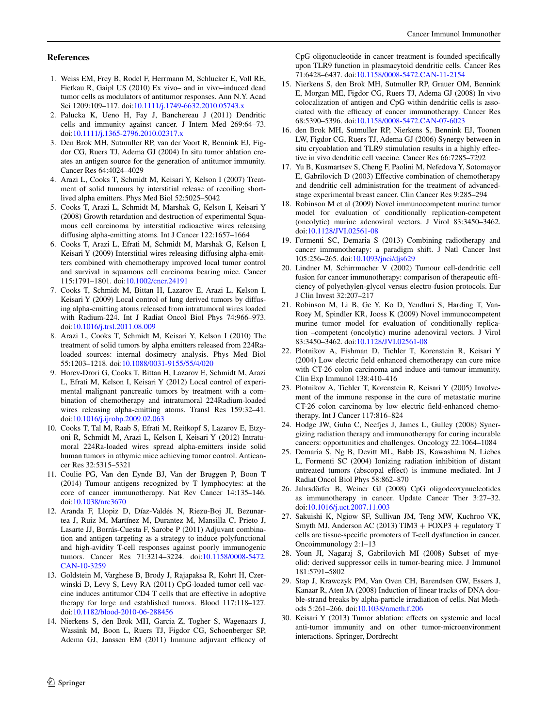## References

1. Weiss EM, Frey B, Rodel F, Herrmann M, Schlucker E, Voll RE, Fietkau R, Gaipl US (2010) Ex vivo– and in vivo–induced dead tumor cells as modulators of antitumor responses. Ann N.Y. Acad Sci 1209:109–117. doi:10.1111/j.1749-6632.2010.05743.x
2. Palucka K, Ueno H, Fay J, Banchereau J (2011) Dendritic cells and immunity against cancer. J Intern Med 269:64–73. doi:10.1111/j.1365-2796.2010.02317.x
3. Den Brok MH, Sutmuller RP, van der Voort R, Bennink EJ, Figdor CG, Ruers TJ, Adema GJ (2004) In situ tumor ablation creates an antigen source for the generation of antitumor immunity. Cancer Res 64:4024–4029
4. Arazi L, Cooks T, Schmidt M, Keisari Y, Kelson I (2007) Treatment of solid tumours by interstitial release of recoiling short-lived alpha emitters. Phys Med Biol 52:5025–5042
5. Cooks T, Arazi L, Schmidt M, Marshak G, Kelson I, Keisari Y (2008) Growth retardation and destruction of experimental Squamous cell carcinoma by interstitial radioactive wires releasing diffusing alpha-emitting atoms. Int J Cancer 122:1657–1664
6. Cooks T, Arazi L, Efrati M, Schmidt M, Marshak G, Kelson I, Keisari Y (2009) Interstitial wires releasing diffusing alpha-emitters combined with chemotherapy improved local tumor control and survival in squamous cell carcinoma bearing mice. Cancer 115:1791–1801. doi:10.1002/cncr.24191
7. Cooks T, Schmidt M, Bittan H, Lazarov E, Arazi L, Kelson I, Keisari Y (2009) Local control of lung derived tumors by diffusing alpha-emitting atoms released from intratumoral wires loaded with Radium-224. Int J Radiat Oncol Biol Phys 74:966–973. doi:10.1016/j.trsl.2011.08.009
8. Arazi L, Cooks T, Schmidt M, Keisari Y, Kelson I (2010) The treatment of solid tumors by alpha emitters released from 224Ra-loaded sources: internal dosimetry analysis. Phys Med Biol 55:1203–1218. doi:10.1088/0031-9155/55/4/020
9. Horev-Drori G, Cooks T, Bittan H, Lazarov E, Schmidt M, Arazi L, Efrati M, Kelson I, Keisari Y (2012) Local control of experimental malignant pancreatic tumors by treatment with a combination of chemotherapy and intratumoral 224Radium-loaded wires releasing alpha-emitting atoms. Transl Res 159:32–41. doi:10.1016/j.ijrobp.2009.02.063
10. Cooks T, Tal M, Raab S, Efrati M, Reitkopf S, Lazarov E, Etzyoni R, Schmidt M, Arazi L, Kelson I, Keisari Y (2012) Intratumoral 224Ra-loaded wires spread alpha-emitters inside solid human tumors in athymic mice achieving tumor control. Anticancer Res 32:5315–5321
11. Coulie PG, Van den Eynde BJ, Van der Bruggen P, Boon T (2014) Tumour antigens recognized by T lymphocytes: at the core of cancer immunotherapy. Nat Rev Cancer 14:135–146. doi:10.1038/nrc3670
12. Aranda F, Llopiz D, Díaz-Valdés N, Riezu-Boj JI, Bezunartea J, Ruiz M, Martínez M, Durantez M, Mansilla C, Prieto J, Lasarte JJ, Borrás-Cuesta F, Sarobe P (2011) Adjuvant combination and antigen targeting as a strategy to induce polyfunctional and high-avidity T-cell responses against poorly immunogenic tumors. Cancer Res 71:3214–3224. doi:10.1158/0008-5472.CAN-10-3259
13. Goldstein M, Varghese B, Brody J, Rajapaksa R, Kohrt H, Czerwinski D, Levy S, Levy RA (2011) CpG-loaded tumor cell vaccine induces antitumor CD4 T cells that are effective in adoptive therapy for large and established tumors. Blood 117:118–127. doi:10.1182/blood-2010-06-288456
14. Nierkens S, den Brok MH, Garcia Z, Togher S, Wagenaars J, Wassink M, Boon L, Ruers TJ, Figdor CG, Schoenberger SP, Adema GJ, Janssen EM (2011) Immune adjuvant efficacy of CpG oligonucleotide in cancer treatment is founded specifically upon TLR9 function in plasmacytoid dendritic cells. Cancer Res 71:6428–6437. doi:10.1158/0008-5472.CAN-11-2154
15. Nierkens S, den Brok MH, Sutmuller RP, Grauer OM, Bennink E, Morgan ME, Figdor CG, Ruers TJ, Adema GJ (2008) In vivo colocalization of antigen and CpG within dendritic cells is associated with the efficacy of cancer immunotherapy. Cancer Res 68:5390–5396. doi:10.1158/0008-5472.CAN-07-6023
16. den Brok MH, Sutmuller RP, Nierkens S, Bennink EJ, Toonen LW, Figdor CG, Ruers TJ, Adema GJ (2006) Synergy between in situ cryoablation and TLR9 stimulation results in a highly effective in vivo dendritic cell vaccine. Cancer Res 66:7285–7292
17. Yu B, Kusmartsev S, Cheng F, Paolini M, Nefedova Y, Sotomayor E, Gabrilovich D (2003) Effective combination of chemotherapy and dendritic cell administration for the treatment of advanced-stage experimental breast cancer. Clin Cancer Res 9:285–294
18. Robinson M et al (2009) Novel immunocompetent murine tumor model for evaluation of conditionally replication-competent (oncolytic) murine adenoviral vectors. J Virol 83:3450–3462. doi:10.1128/JVI.02561-08
19. Formenti SC, Demaria S (2013) Combining radiotherapy and cancer immunotherapy: a paradigm shift. J Natl Cancer Inst 105:256–265. doi:10.1093/jnci/djs629
20. Lindner M, Schirrmacher V (2002) Tumour cell-dendritic cell fusion for cancer immunotherapy: comparison of therapeutic efficiency of polyethylen-glycol versus electro-fusion protocols. Eur J Clin Invest 32:207–217
21. Robinson M, Li B, Ge Y, Ko D, Yendluri S, Harding T, VanRoey M, Spindler KR, Jooss K (2009) Novel immunocompetent murine tumor model for evaluation of conditionally replication –competent (oncolytic) murine adenoviral vectors. J Virol 83:3450–3462. doi:10.1128/JVI.02561-08
22. Plotnikov A, Fishman D, Tichler T, Korenstein R, Keisari Y (2004) Low electric field enhanced chemotherapy can cure mice with CT-26 colon carcinoma and induce anti-tumour immunity. Clin Exp Immunol 138:410–416
23. Plotnikov A, Tichler T, Korenstein R, Keisari Y (2005) Involvement of the immune response in the cure of metastatic murine CT-26 colon carcinoma by low electric field-enhanced chemotherapy. Int J Cancer 117:816–824
24. Hodge JW, Guha C, Neefjes J, James L, Gulley (2008) Synergizing radiation therapy and immunotherapy for curing incurable cancers: opportunities and challenges. Oncology 22:1064–1084
25. Demaria S, Ng B, Devitt ML, Babb JS, Kawashima N, Liebes L, Formenti SC (2004) Ionizing radiation inhibition of distant untreated tumors (abscopal effect) is immune mediated. Int J Radiat Oncol Biol Phys 58:862–870
26. Jahrsdörfer B, Weiner GJ (2008) CpG oligodeoxynucleotides as immunotherapy in cancer. Update Cancer Ther 3:27–32. doi:10.1016/j.uct.2007.11.003
27. Sakuishi K, Ngiow SF, Sullivan JM, Teng MW, Kuchroo VK, Smyth MJ, Anderson AC (2013) TIM3 + FOXP3 + regulatory T cells are tissue-specific promoters of T-cell dysfunction in cancer. Oncoimmunology 2:1–13
28. Youn JI, Nagaraj S, Gabrilovich MI (2008) Subset of myeolid: derived suppressor cells in tumor-bearing mice. J Immunol 181:5791–5802
29. Stap J, Krawczyk PM, Van Oven CH, Barendsen GW, Essers J, Kanaar R, Aten JA (2008) Induction of linear tracks of DNA double-strand breaks by alpha-particle irradiation of cells. Nat Methods 5:261–266. doi:10.1038/nmeth.f.206
30. Keisari Y (2013) Tumor ablation: effects on systemic and local anti-tumor immunity and on other tumor-microenvironment interactions. Springer, Dordrecht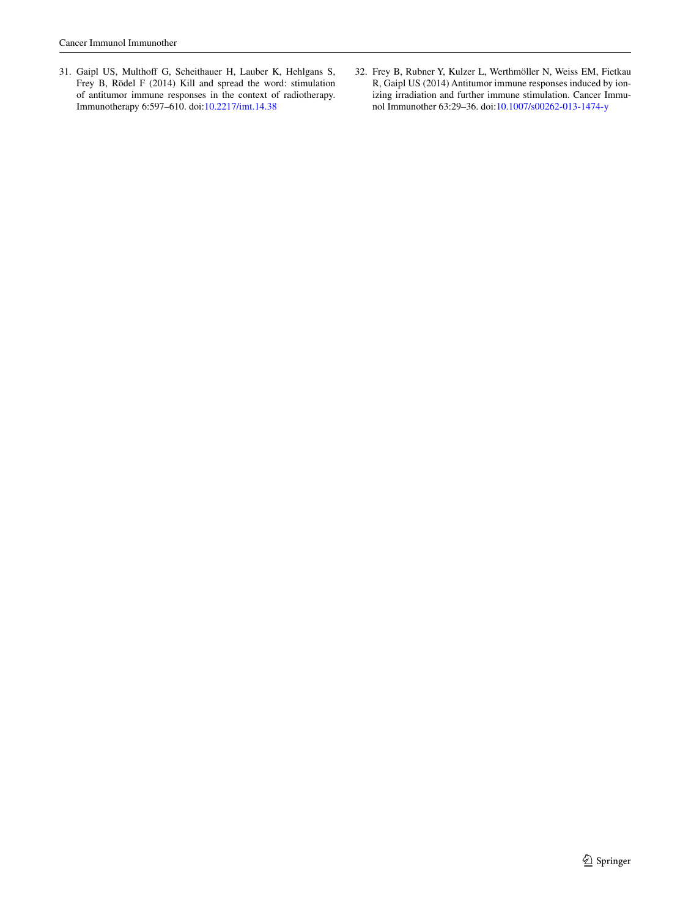31. Gaipl US, Multhoff G, Scheithauer H, Lauber K, Hehlgans S, Frey B, Rödel F (2014) Kill and spread the word: stimulation of antitumor immune responses in the context of radiotherapy. Immunotherapy 6:597–610. doi:10.2217/imt.14.38

32. Frey B, Rubner Y, Kulzer L, Werthmöller N, Weiss EM, Fietkau R, Gaipl US (2014) Antitumor immune responses induced by ionizing irradiation and further immune stimulation. Cancer Immunol Immunother 63:29–36. doi:10.1007/s00262-013-1474-y